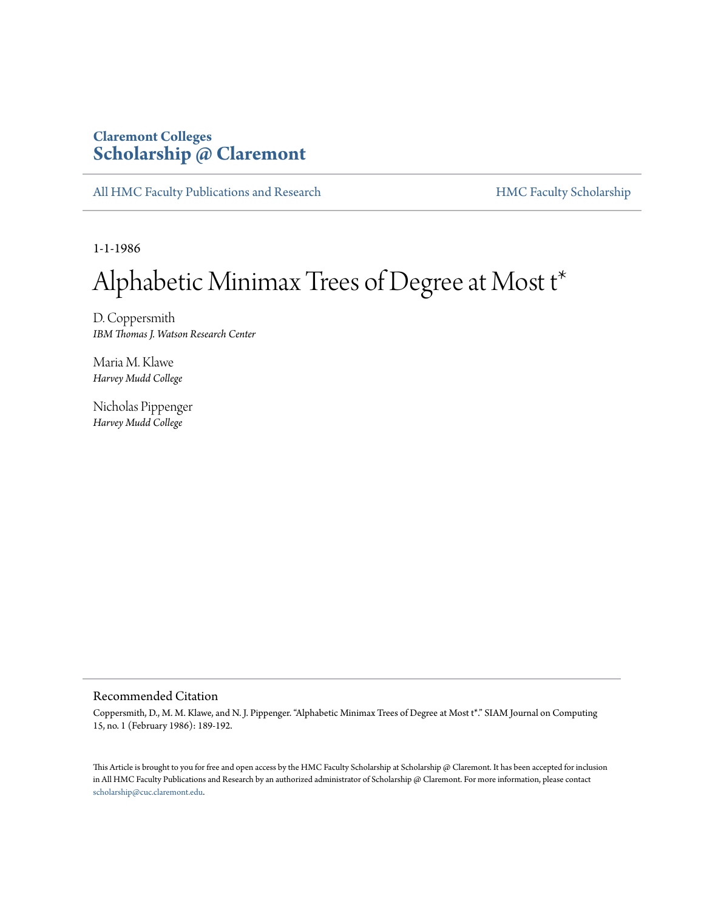Claremont Colleges
**Scholarship @ Claremont**

All HMC Faculty Publications and Research | HMC Faculty Scholarship

1-1-1986

# Alphabetic Minimax Trees of Degree at Most t*

D. Coppersmith
*IBM Thomas J. Watson Research Center*

Maria M. Klawe
*Harvey Mudd College*

Nicholas Pippenger
*Harvey Mudd College*

## Recommended Citation

Coppersmith, D., M. M. Klawe, and N. J. Pippenger. "Alphabetic Minimax Trees of Degree at Most t*." SIAM Journal on Computing 15, no. 1 (February 1986): 189-192.

This Article is brought to you for free and open access by the HMC Faculty Scholarship at Scholarship @ Claremont. It has been accepted for inclusion in All HMC Faculty Publications and Research by an authorized administrator of Scholarship @ Claremont. For more information, please contact scholarship@cuc.claremont.edu.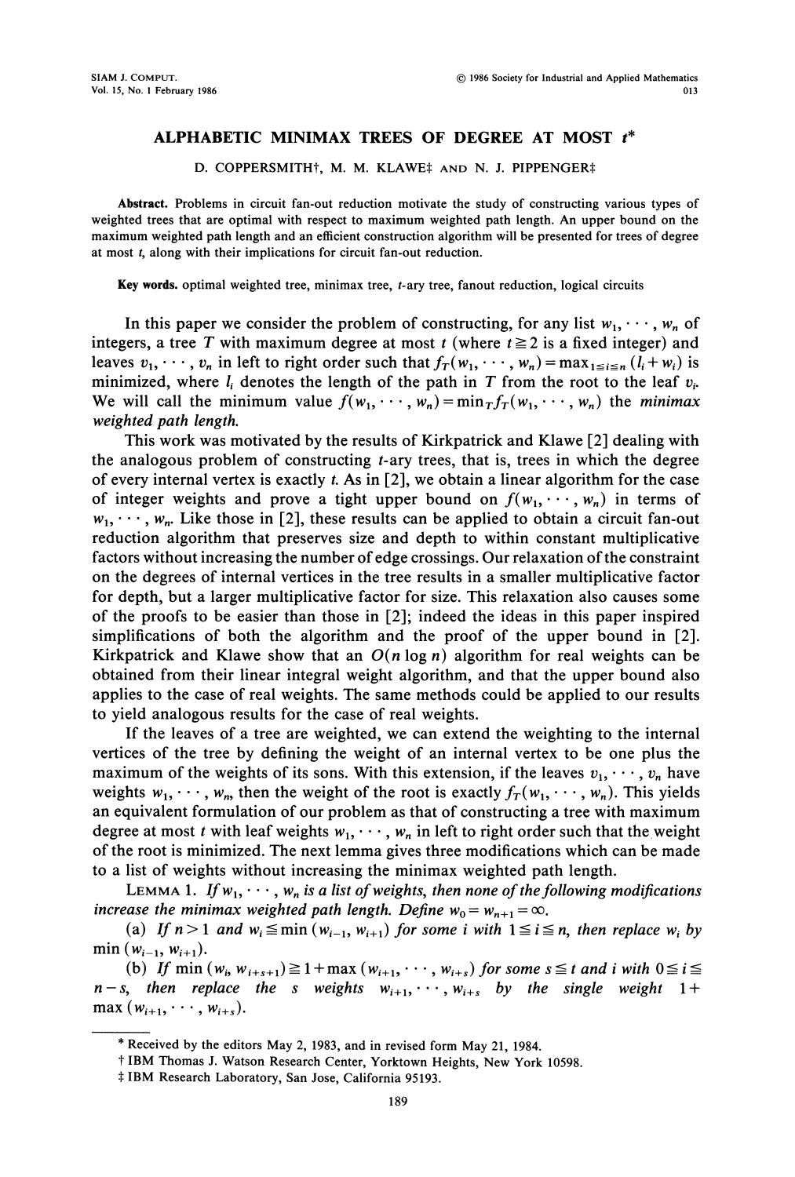# ALPHABETIC MINIMAX TREES OF DEGREE AT MOST $t$*

D. COPPERSMITH†, M. M. KLAWE‡ AND N. J. PIPPENGER‡

**Abstract.** Problems in circuit fan-out reduction motivate the study of constructing various types of weighted trees that are optimal with respect to maximum weighted path length. An upper bound on the maximum weighted path length and an efficient construction algorithm will be presented for trees of degree at most $t$, along with their implications for circuit fan-out reduction.

**Key words.** optimal weighted tree, minimax tree, $t$-ary tree, fanout reduction, logical circuits

In this paper we consider the problem of constructing, for any list $w_1, \cdots, w_n$ of integers, a tree $T$ with maximum degree at most $t$ (where $t \geqq 2$ is a fixed integer) and leaves $v_1, \cdots, v_n$ in left to right order such that $f_T(w_1, \cdots, w_n) = \max_{1 \leqq i \leqq n} (l_i + w_i)$ is minimized, where $l_i$ denotes the length of the path in $T$ from the root to the leaf $v_i$. We will call the minimum value $f(w_1, \cdots, w_n) = \min_T f_T(w_1, \cdots, w_n)$ the *minimax weighted path length*.

This work was motivated by the results of Kirkpatrick and Klawe [2] dealing with the analogous problem of constructing $t$-ary trees, that is, trees in which the degree of every internal vertex is exactly $t$. As in [2], we obtain a linear algorithm for the case of integer weights and prove a tight upper bound on $f(w_1, \cdots, w_n)$ in terms of $w_1, \cdots, w_n$. Like those in [2], these results can be applied to obtain a circuit fan-out reduction algorithm that preserves size and depth to within constant multiplicative factors without increasing the number of edge crossings. Our relaxation of the constraint on the degrees of internal vertices in the tree results in a smaller multiplicative factor for depth, but a larger multiplicative factor for size. This relaxation also causes some of the proofs to be easier than those in [2]; indeed the ideas in this paper inspired simplifications of both the algorithm and the proof of the upper bound in [2]. Kirkpatrick and Klawe show that an $O(n \log n)$ algorithm for real weights can be obtained from their linear integral weight algorithm, and that the upper bound also applies to the case of real weights. The same methods could be applied to our results to yield analogous results for the case of real weights.

If the leaves of a tree are weighted, we can extend the weighting to the internal vertices of the tree by defining the weight of an internal vertex to be one plus the maximum of the weights of its sons. With this extension, if the leaves $v_1, \cdots, v_n$ have weights $w_1, \cdots, w_n$, then the weight of the root is exactly $f_T(w_1, \cdots, w_n)$. This yields an equivalent formulation of our problem as that of constructing a tree with maximum degree at most $t$ with leaf weights $w_1, \cdots, w_n$ in left to right order such that the weight of the root is minimized. The next lemma gives three modifications which can be made to a list of weights without increasing the minimax weighted path length.

LEMMA 1. *If $w_1, \cdots, w_n$ is a list of weights, then none of the following modifications increase the minimax weighted path length. Define $w_0 = w_{n+1} = \infty$.*

(a) *If $n > 1$ and $w_i \leqq \min(w_{i-1}, w_{i+1})$ for some $i$ with $1 \leqq i \leqq n$, then replace $w_i$ by $\min(w_{i-1}, w_{i+1})$.*

(b) *If $\min(w_i, w_{i+s+1}) \geqq 1 + \max(w_{i+1}, \cdots, w_{i+s})$ for some $s \leqq t$ and $i$ with $0 \leqq i \leqq n-s$, then replace the $s$ weights $w_{i+1}, \cdots, w_{i+s}$ by the single weight $1 + \max(w_{i+1}, \cdots, w_{i+s})$.*

---

\* Received by the editors May 2, 1983, and in revised form May 21, 1984.

† IBM Thomas J. Watson Research Center, Yorktown Heights, New York 10598.

‡ IBM Research Laboratory, San Jose, California 95193.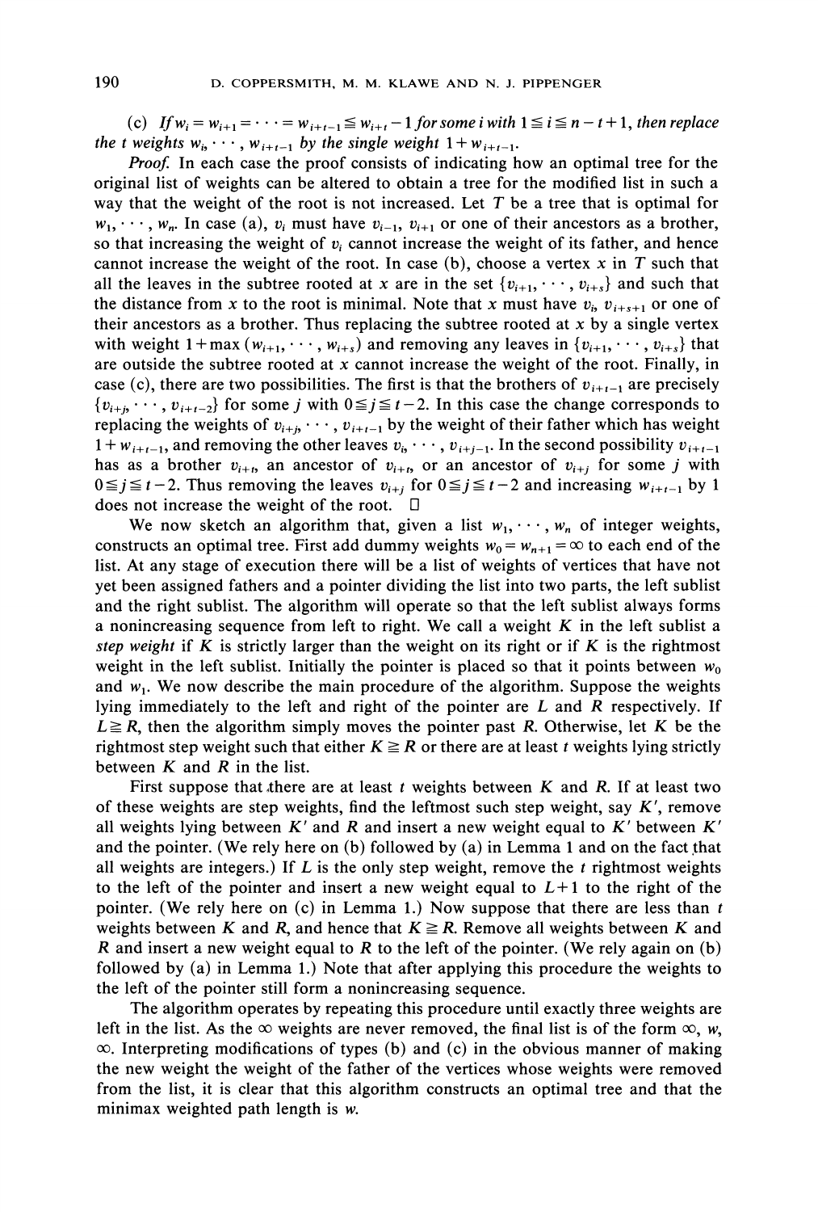(c) *If* $w_i = w_{i+1} = \cdots = w_{i+t-1} \leqq w_{i+t} - 1$ *for some* $i$ *with* $1 \leqq i \leqq n - t + 1$, *then replace the* $t$ *weights* $w_i, \cdots, w_{i+t-1}$ *by the single weight* $1 + w_{i+t-1}$.

*Proof.* In each case the proof consists of indicating how an optimal tree for the original list of weights can be altered to obtain a tree for the modified list in such a way that the weight of the root is not increased. Let $T$ be a tree that is optimal for $w_1, \cdots, w_n$. In case (a), $v_i$ must have $v_{i-1}$, $v_{i+1}$ or one of their ancestors as a brother, so that increasing the weight of $v_i$ cannot increase the weight of its father, and hence cannot increase the weight of the root. In case (b), choose a vertex $x$ in $T$ such that all the leaves in the subtree rooted at $x$ are in the set $\{v_{i+1}, \cdots, v_{i+s}\}$ and such that the distance from $x$ to the root is minimal. Note that $x$ must have $v_i$, $v_{i+s+1}$ or one of their ancestors as a brother. Thus replacing the subtree rooted at $x$ by a single vertex with weight $1 + \max(w_{i+1}, \cdots, w_{i+s})$ and removing any leaves in $\{v_{i+1}, \cdots, v_{i+s}\}$ that are outside the subtree rooted at $x$ cannot increase the weight of the root. Finally, in case (c), there are two possibilities. The first is that the brothers of $v_{i+t-1}$ are precisely $\{v_{i+j}, \cdots, v_{i+t-2}\}$ for some $j$ with $0 \leqq j \leqq t-2$. In this case the change corresponds to replacing the weights of $v_{i+j}, \cdots, v_{i+t-1}$ by the weight of their father which has weight $1 + w_{i+t-1}$, and removing the other leaves $v_i, \cdots, v_{i+j-1}$. In the second possibility $v_{i+t-1}$ has as a brother $v_{i+t}$, an ancestor of $v_{i+t}$, or an ancestor of $v_{i+j}$ for some $j$ with $0 \leqq j \leqq t-2$. Thus removing the leaves $v_{i+j}$ for $0 \leqq j \leqq t-2$ and increasing $w_{i+t-1}$ by 1 does not increase the weight of the root. □

We now sketch an algorithm that, given a list $w_1, \cdots, w_n$ of integer weights, constructs an optimal tree. First add dummy weights $w_0 = w_{n+1} = \infty$ to each end of the list. At any stage of execution there will be a list of weights of vertices that have not yet been assigned fathers and a pointer dividing the list into two parts, the left sublist and the right sublist. The algorithm will operate so that the left sublist always forms a nonincreasing sequence from left to right. We call a weight $K$ in the left sublist a *step weight* if $K$ is strictly larger than the weight on its right or if $K$ is the rightmost weight in the left sublist. Initially the pointer is placed so that it points between $w_0$ and $w_1$. We now describe the main procedure of the algorithm. Suppose the weights lying immediately to the left and right of the pointer are $L$ and $R$ respectively. If $L \geqq R$, then the algorithm simply moves the pointer past $R$. Otherwise, let $K$ be the rightmost step weight such that either $K \geqq R$ or there are at least $t$ weights lying strictly between $K$ and $R$ in the list.

First suppose that there are at least $t$ weights between $K$ and $R$. If at least two of these weights are step weights, find the leftmost such step weight, say $K'$, remove all weights lying between $K'$ and $R$ and insert a new weight equal to $K'$ between $K'$ and the pointer. (We rely here on (b) followed by (a) in Lemma 1 and on the fact that all weights are integers.) If $L$ is the only step weight, remove the $t$ rightmost weights to the left of the pointer and insert a new weight equal to $L+1$ to the right of the pointer. (We rely here on (c) in Lemma 1.) Now suppose that there are less than $t$ weights between $K$ and $R$, and hence that $K \geqq R$. Remove all weights between $K$ and $R$ and insert a new weight equal to $R$ to the left of the pointer. (We rely again on (b) followed by (a) in Lemma 1.) Note that after applying this procedure the weights to the left of the pointer still form a nonincreasing sequence.

The algorithm operates by repeating this procedure until exactly three weights are left in the list. As the $\infty$ weights are never removed, the final list is of the form $\infty$, $w$, $\infty$. Interpreting modifications of types (b) and (c) in the obvious manner of making the new weight the weight of the father of the vertices whose weights were removed from the list, it is clear that this algorithm constructs an optimal tree and that the minimax weighted path length is $w$.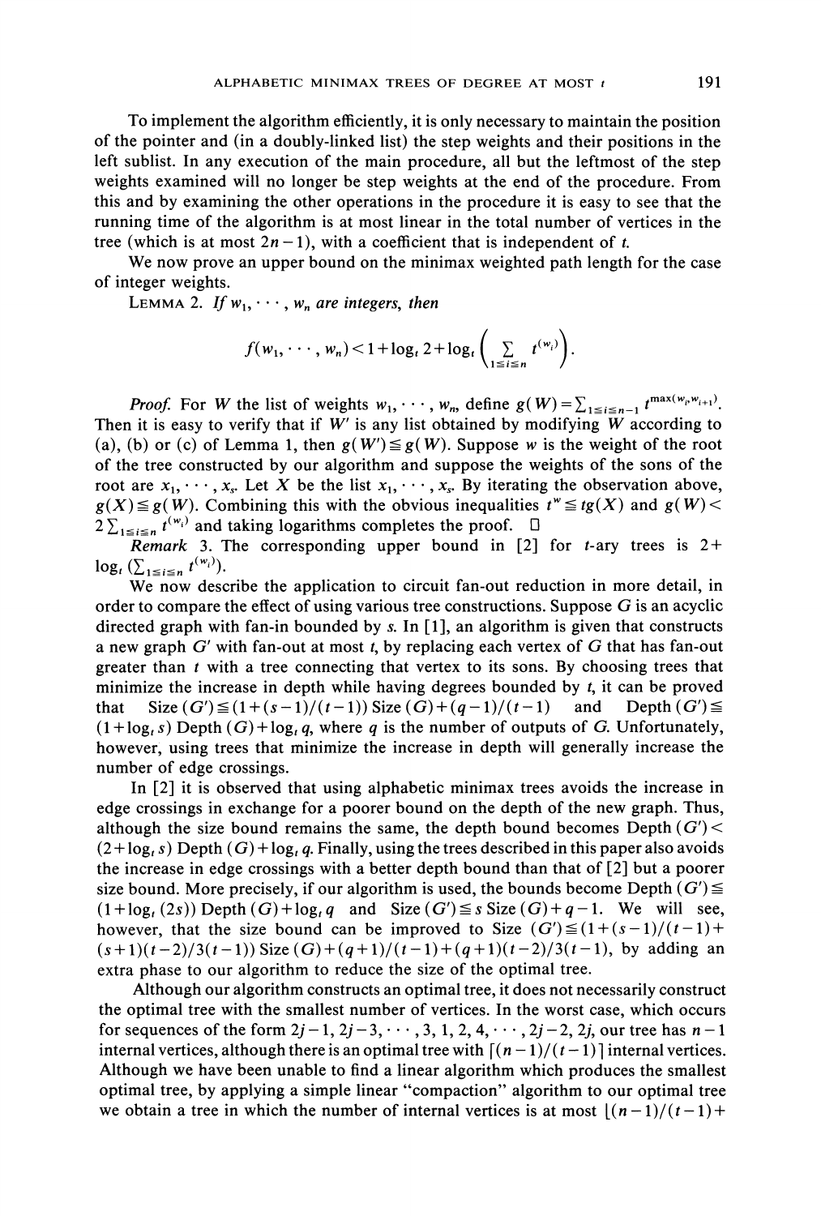To implement the algorithm efficiently, it is only necessary to maintain the position of the pointer and (in a doubly-linked list) the step weights and their positions in the left sublist. In any execution of the main procedure, all but the leftmost of the step weights examined will no longer be step weights at the end of the procedure. From this and by examining the other operations in the procedure it is easy to see that the running time of the algorithm is at most linear in the total number of vertices in the tree (which is at most $2n-1$), with a coefficient that is independent of $t$.

We now prove an upper bound on the minimax weighted path length for the case of integer weights.

LEMMA 2. *If* $w_1, \cdots, w_n$ *are integers, then*

$$f(w_1, \cdots, w_n) < 1 + \log_t 2 + \log_t \left( \sum_{1 \le i \le n} t^{(w_i)} \right).$$

*Proof.* For $W$ the list of weights $w_1, \cdots, w_n$, define $g(W) = \sum_{1 \le i \le n-1} t^{\max(w_i, w_{i+1})}$. Then it is easy to verify that if $W'$ is any list obtained by modifying $W$ according to (a), (b) or (c) of Lemma 1, then $g(W') \le g(W)$. Suppose $w$ is the weight of the root of the tree constructed by our algorithm and suppose the weights of the sons of the root are $x_1, \cdots, x_s$. Let $X$ be the list $x_1, \cdots, x_s$. By iterating the observation above, $g(X) \le g(W)$. Combining this with the obvious inequalities $t^w \le t g(X)$ and $g(W) < 2\sum_{1 \le i \le n} t^{(w_i)}$ and taking logarithms completes the proof. $\square$

*Remark* 3. The corresponding upper bound in [2] for $t$-ary trees is $2 + \log_t (\sum_{1 \le i \le n} t^{(w_i)})$.

We now describe the application to circuit fan-out reduction in more detail, in order to compare the effect of using various tree constructions. Suppose $G$ is an acyclic directed graph with fan-in bounded by $s$. In [1], an algorithm is given that constructs a new graph $G'$ with fan-out at most $t$, by replacing each vertex of $G$ that has fan-out greater than $t$ with a tree connecting that vertex to its sons. By choosing trees that minimize the increase in depth while having degrees bounded by $t$, it can be proved that $\text{Size}(G') \le (1 + (s-1)/(t-1)) \text{Size}(G) + (q-1)/(t-1)$ and $\text{Depth}(G') \le (1 + \log_t s) \text{Depth}(G) + \log_t q$, where $q$ is the number of outputs of $G$. Unfortunately, however, using trees that minimize the increase in depth will generally increase the number of edge crossings.

In [2] it is observed that using alphabetic minimax trees avoids the increase in edge crossings in exchange for a poorer bound on the depth of the new graph. Thus, although the size bound remains the same, the depth bound becomes $\text{Depth}(G') < (2 + \log_t s) \text{Depth}(G) + \log_t q$. Finally, using the trees described in this paper also avoids the increase in edge crossings with a better depth bound than that of [2] but a poorer size bound. More precisely, if our algorithm is used, the bounds become $\text{Depth}(G') \le (1 + \log_t (2s)) \text{Depth}(G) + \log_t q$ and $\text{Size}(G') \le s \,\text{Size}(G) + q - 1$. We will see, however, that the size bound can be improved to $\text{Size}(G') \le (1 + (s-1)/(t-1) + (s+1)(t-2)/3(t-1)) \text{Size}(G) + (q+1)/(t-1) + (q+1)(t-2)/3(t-1)$, by adding an extra phase to our algorithm to reduce the size of the optimal tree.

Although our algorithm constructs an optimal tree, it does not necessarily construct the optimal tree with the smallest number of vertices. In the worst case, which occurs for sequences of the form $2j-1, 2j-3, \cdots, 3, 1, 2, 4, \cdots, 2j-2, 2j$, our tree has $n-1$ internal vertices, although there is an optimal tree with $\lceil (n-1)/(t-1) \rceil$ internal vertices. Although we have been unable to find a linear algorithm which produces the smallest optimal tree, by applying a simple linear "compaction" algorithm to our optimal tree we obtain a tree in which the number of internal vertices is at most $\lfloor (n-1)/(t-1) +$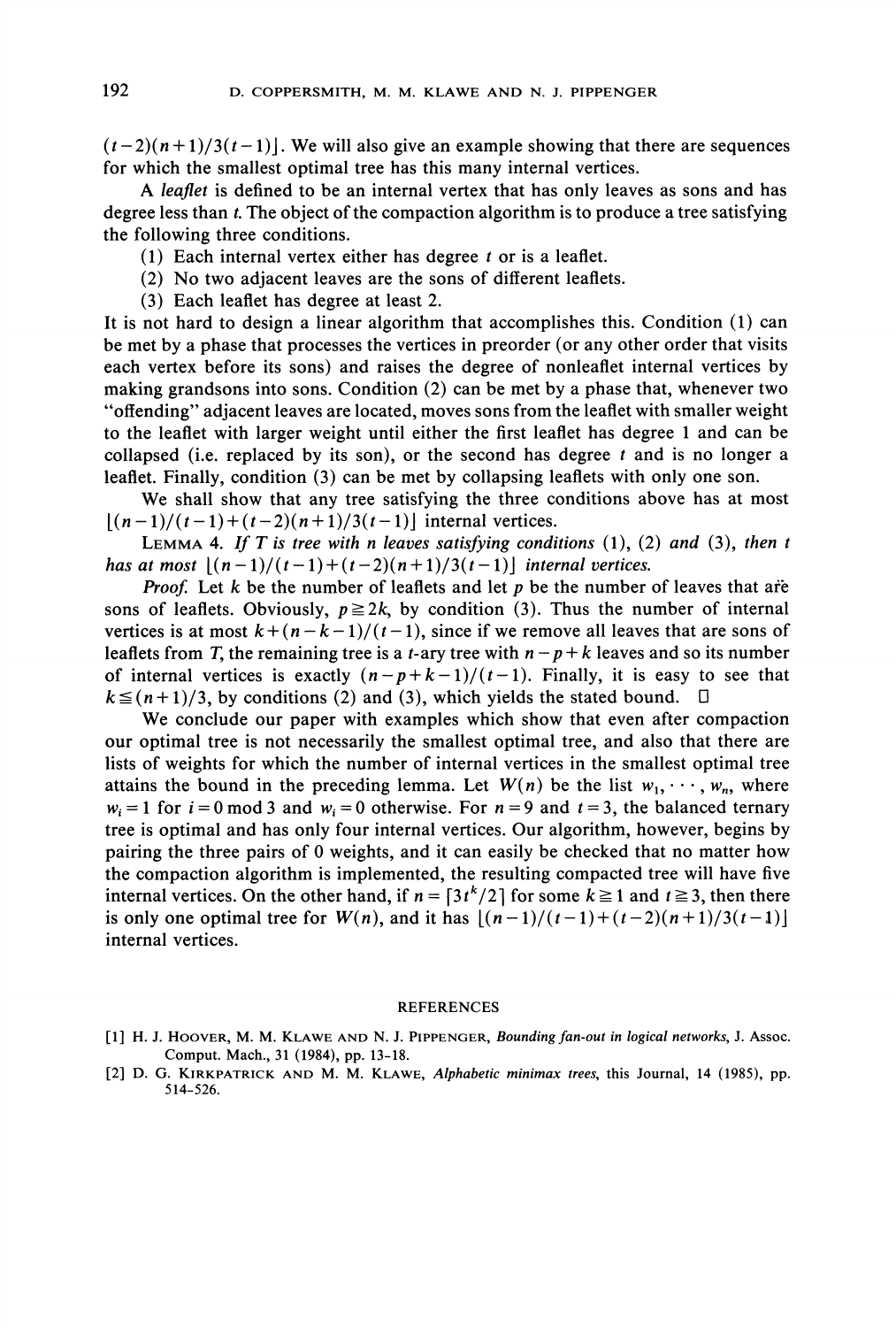$(t-2)(n+1)/3(t-1)\rfloor$. We will also give an example showing that there are sequences for which the smallest optimal tree has this many internal vertices.

A *leaflet* is defined to be an internal vertex that has only leaves as sons and has degree less than $t$. The object of the compaction algorithm is to produce a tree satisfying the following three conditions.

(1) Each internal vertex either has degree $t$ or is a leaflet.

(2) No two adjacent leaves are the sons of different leaflets.

(3) Each leaflet has degree at least 2.

It is not hard to design a linear algorithm that accomplishes this. Condition (1) can be met by a phase that processes the vertices in preorder (or any other order that visits each vertex before its sons) and raises the degree of nonleaflet internal vertices by making grandsons into sons. Condition (2) can be met by a phase that, whenever two "offending" adjacent leaves are located, moves sons from the leaflet with smaller weight to the leaflet with larger weight until either the first leaflet has degree 1 and can be collapsed (i.e. replaced by its son), or the second has degree $t$ and is no longer a leaflet. Finally, condition (3) can be met by collapsing leaflets with only one son.

We shall show that any tree satisfying the three conditions above has at most $\lfloor (n-1)/(t-1)+(t-2)(n+1)/3(t-1)\rfloor$ internal vertices.

LEMMA 4. *If T is tree with n leaves satisfying conditions* (1), (2) *and* (3), *then t has at most* $\lfloor (n-1)/(t-1)+(t-2)(n+1)/3(t-1)\rfloor$ *internal vertices.*

*Proof.* Let $k$ be the number of leaflets and let $p$ be the number of leaves that are sons of leaflets. Obviously, $p \geqq 2k$, by condition (3). Thus the number of internal vertices is at most $k+(n-k-1)/(t-1)$, since if we remove all leaves that are sons of leaflets from $T$, the remaining tree is a $t$-ary tree with $n-p+k$ leaves and so its number of internal vertices is exactly $(n-p+k-1)/(t-1)$. Finally, it is easy to see that $k \leqq (n+1)/3$, by conditions (2) and (3), which yields the stated bound. □

We conclude our paper with examples which show that even after compaction our optimal tree is not necessarily the smallest optimal tree, and also that there are lists of weights for which the number of internal vertices in the smallest optimal tree attains the bound in the preceding lemma. Let $W(n)$ be the list $w_1, \cdots, w_n$, where $w_i = 1$ for $i = 0 \bmod 3$ and $w_i = 0$ otherwise. For $n = 9$ and $t = 3$, the balanced ternary tree is optimal and has only four internal vertices. Our algorithm, however, begins by pairing the three pairs of 0 weights, and it can easily be checked that no matter how the compaction algorithm is implemented, the resulting compacted tree will have five internal vertices. On the other hand, if $n = \lceil 3t^k/2 \rceil$ for some $k \geqq 1$ and $t \geqq 3$, then there is only one optimal tree for $W(n)$, and it has $\lfloor (n-1)/(t-1)+(t-2)(n+1)/3(t-1)\rfloor$ internal vertices.

## REFERENCES

[1] H. J. HOOVER, M. M. KLAWE AND N. J. PIPPENGER, *Bounding fan-out in logical networks*, J. Assoc. Comput. Mach., 31 (1984), pp. 13–18.

[2] D. G. KIRKPATRICK AND M. M. KLAWE, *Alphabetic minimax trees*, this Journal, 14 (1985), pp. 514–526.